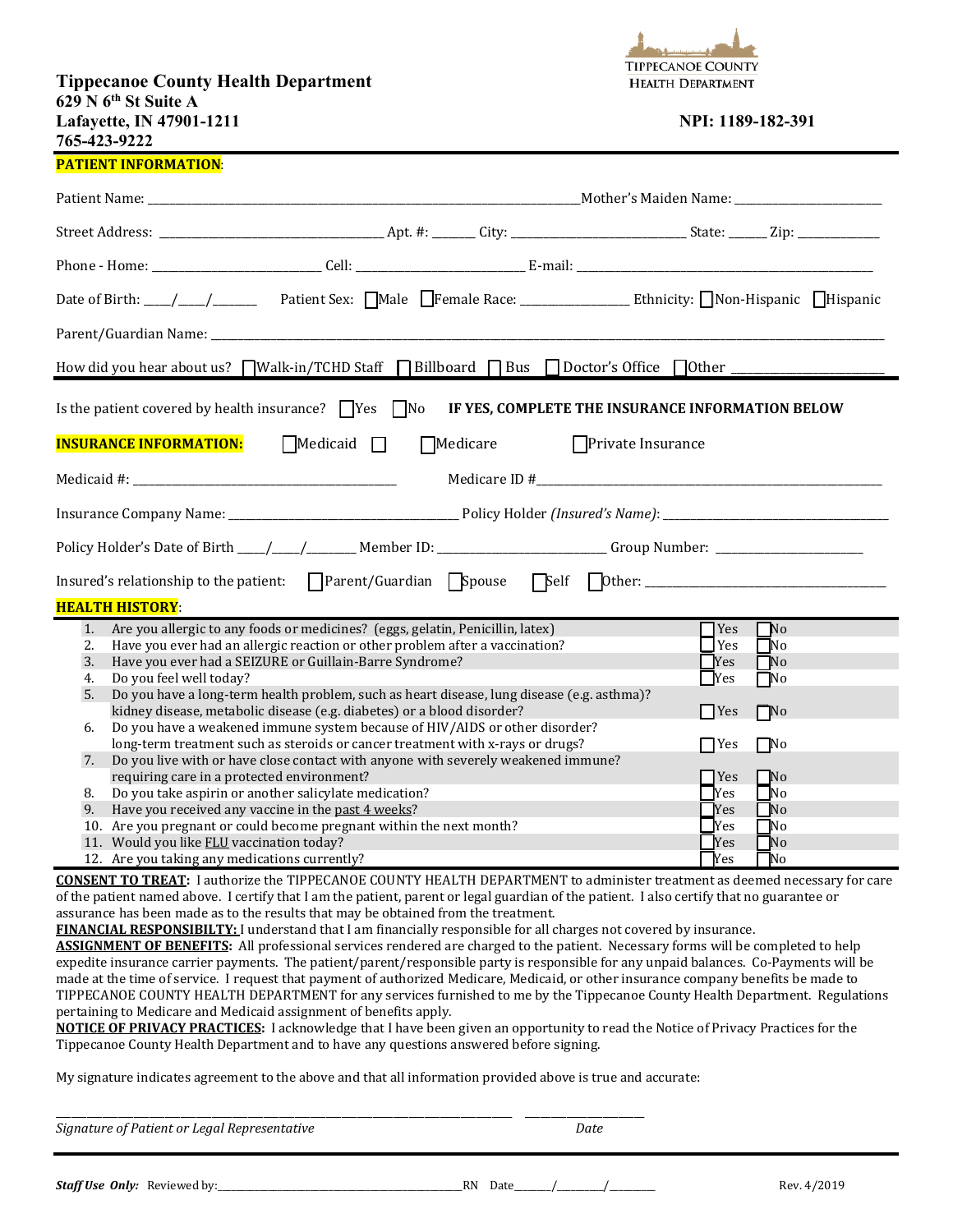**Tippecanoe County Health Department**
**629 N 6th St Suite A**
**Lafayette, IN 47901-1211**
**765-423-9222**

TIPPECANOE COUNTY HEALTH DEPARTMENT

**NPI: 1189-182-391**

**PATIENT INFORMATION**:

Patient Name: ______________________________________________ Mother's Maiden Name: ____________________

Street Address: ______________________________ Apt. #: ______ City: ______________________ State: ______ Zip: ____________

Phone - Home: ______________________ Cell: ______________________ E-mail: ________________________________________

Date of Birth: ____/____/_______ Patient Sex: ☐Male ☐Female Race: ______________ Ethnicity: ☐Non-Hispanic ☐Hispanic

Parent/Guardian Name: ____________________________________________________________________________________

How did you hear about us? ☐Walk-in/TCHD Staff ☐Billboard ☐Bus ☐Doctor's Office ☐Other ____________________

Is the patient covered by health insurance? ☐Yes ☐No **IF YES, COMPLETE THE INSURANCE INFORMATION BELOW**

**INSURANCE INFORMATION:** ☐Medicaid ☐ ☐Medicare ☐Private Insurance

Medicaid #: ____________________________________ Medicare ID #__________________________________________________

Insurance Company Name: ______________________________ Policy Holder *(Insured's Name)*: ______________________________

Policy Holder's Date of Birth ____/____/_______ Member ID: ______________________ Group Number: ____________________

Insured's relationship to the patient: ☐Parent/Guardian ☐Spouse ☐Self ☐Other: ________________________________

**HEALTH HISTORY**:

| # | Question | Yes | No |
|---|---|---|---|
| 1. | Are you allergic to any foods or medicines? (eggs, gelatin, Penicillin, latex) | ☐Yes | ☐No |
| 2. | Have you ever had an allergic reaction or other problem after a vaccination? | ☐Yes | ☐No |
| 3. | Have you ever had a SEIZURE or Guillain-Barre Syndrome? | ☐Yes | ☐No |
| 4. | Do you feel well today? | ☐Yes | ☐No |
| 5. | Do you have a long-term health problem, such as heart disease, lung disease (e.g. asthma)? kidney disease, metabolic disease (e.g. diabetes) or a blood disorder? | ☐Yes | ☐No |
| 6. | Do you have a weakened immune system because of HIV/AIDS or other disorder? long-term treatment such as steroids or cancer treatment with x-rays or drugs? | ☐Yes | ☐No |
| 7. | Do you live with or have close contact with anyone with severely weakened immune? requiring care in a protected environment? | ☐Yes | ☐No |
| 8. | Do you take aspirin or another salicylate medication? | ☐Yes | ☐No |
| 9. | Have you received any vaccine in the past 4 weeks? | ☐Yes | ☐No |
| 10. | Are you pregnant or could become pregnant within the next month? | ☐Yes | ☐No |
| 11. | Would you like FLU vaccination today? | ☐Yes | ☐No |
| 12. | Are you taking any medications currently? | ☐Yes | ☐No |

**CONSENT TO TREAT:** I authorize the TIPPECANOE COUNTY HEALTH DEPARTMENT to administer treatment as deemed necessary for care of the patient named above. I certify that I am the patient, parent or legal guardian of the patient. I also certify that no guarantee or assurance has been made as to the results that may be obtained from the treatment.

**FINANCIAL RESPONSIBILTY:** I understand that I am financially responsible for all charges not covered by insurance.

**ASSIGNMENT OF BENEFITS:** All professional services rendered are charged to the patient. Necessary forms will be completed to help expedite insurance carrier payments. The patient/parent/responsible party is responsible for any unpaid balances. Co-Payments will be made at the time of service. I request that payment of authorized Medicare, Medicaid, or other insurance company benefits be made to TIPPECANOE COUNTY HEALTH DEPARTMENT for any services furnished to me by the Tippecanoe County Health Department. Regulations pertaining to Medicare and Medicaid assignment of benefits apply.

**NOTICE OF PRIVACY PRACTICES:** I acknowledge that I have been given an opportunity to read the Notice of Privacy Practices for the Tippecanoe County Health Department and to have any questions answered before signing.

My signature indicates agreement to the above and that all information provided above is true and accurate:

______________________________________________________ ____________________

*Signature of Patient or Legal Representative* *Date*

***Staff Use Only:*** Reviewed by:________________________________RN Date______/________/________

Rev. 4/2019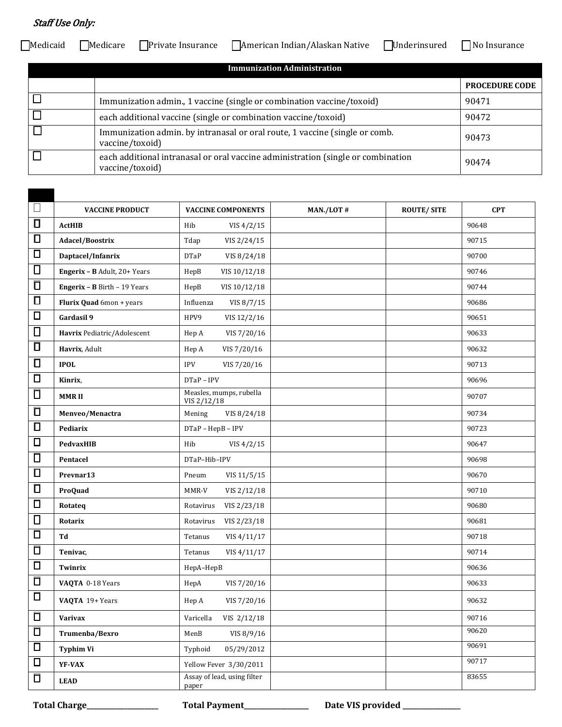*Staff Use Only:*

☐ Medicaid ☐ Medicare ☐ Private Insurance ☐ American Indian/Alaskan Native ☐ Underinsured ☐ No Insurance

| Immunization Administration | | |
|---|---|---|
| | | **PROCEDURE CODE** |
| ☐ | Immunization admin., 1 vaccine (single or combination vaccine/toxoid) | 90471 |
| ☐ | each additional vaccine (single or combination vaccine/toxoid) | 90472 |
| ☐ | Immunization admin. by intranasal or oral route, 1 vaccine (single or comb. vaccine/toxoid) | 90473 |
| ☐ | each additional intranasal or oral vaccine administration (single or combination vaccine/toxoid) | 90474 |

| ☐ | VACCINE PRODUCT | VACCINE COMPONENTS | MAN./LOT # | ROUTE/ SITE | CPT |
|---|---|---|---|---|---|
| ☐ | **ActHIB** | Hib VIS 4/2/15 | | | 90648 |
| ☐ | **Adacel/Boostrix** | Tdap VIS 2/24/15 | | | 90715 |
| ☐ | **Daptacel/Infanrix** | DTaP VIS 8/24/18 | | | 90700 |
| ☐ | **Engerix – B** Adult, 20+ Years | HepB VIS 10/12/18 | | | 90746 |
| ☐ | **Engerix – B** Birth – 19 Years | HepB VIS 10/12/18 | | | 90744 |
| ☐ | **Flurix Quad** 6mon + years | Influenza VIS 8/7/15 | | | 90686 |
| ☐ | **Gardasil 9** | HPV9 VIS 12/2/16 | | | 90651 |
| ☐ | **Havrix** Pediatric/Adolescent | Hep A VIS 7/20/16 | | | 90633 |
| ☐ | **Havrix**, Adult | Hep A VIS 7/20/16 | | | 90632 |
| ☐ | **IPOL** | IPV VIS 7/20/16 | | | 90713 |
| ☐ | **Kinrix**, | DTaP – IPV | | | 90696 |
| ☐ | **MMR II** | Measles, mumps, rubella VIS 2/12/18 | | | 90707 |
| ☐ | **Menveo/Menactra** | Mening VIS 8/24/18 | | | 90734 |
| ☐ | **Pediarix** | DTaP – HepB – IPV | | | 90723 |
| ☐ | **PedvaxHIB** | Hib VIS 4/2/15 | | | 90647 |
| ☐ | **Pentacel** | DTaP–Hib–IPV | | | 90698 |
| ☐ | **Prevnar13** | Pneum VIS 11/5/15 | | | 90670 |
| ☐ | **ProQuad** | MMR-V VIS 2/12/18 | | | 90710 |
| ☐ | **Rotateq** | Rotavirus VIS 2/23/18 | | | 90680 |
| ☐ | **Rotarix** | Rotavirus VIS 2/23/18 | | | 90681 |
| ☐ | **Td** | Tetanus VIS 4/11/17 | | | 90718 |
| ☐ | **Tenivac**, | Tetanus VIS 4/11/17 | | | 90714 |
| ☐ | **Twinrix** | HepA–HepB | | | 90636 |
| ☐ | **VAQTA** 0-18 Years | HepA VIS 7/20/16 | | | 90633 |
| ☐ | **VAQTA** 19+ Years | Hep A VIS 7/20/16 | | | 90632 |
| ☐ | **Varivax** | Varicella VIS 2/12/18 | | | 90716 |
| ☐ | **Trumenba/Bexro** | MenB VIS 8/9/16 | | | 90620 |
| ☐ | **Typhim Vi** | Typhoid 05/29/2012 | | | 90691 |
| ☐ | **YF-VAX** | Yellow Fever 3/30/2011 | | | 90717 |
| ☐ | **LEAD** | Assay of lead, using filter paper | | | 83655 |

**Total Charge**\_\_\_\_\_\_\_\_\_\_\_\_\_\_\_\_\_\_\_\_ **Total Payment**\_\_\_\_\_\_\_\_\_\_\_\_\_\_\_\_\_\_ **Date VIS provided** \_\_\_\_\_\_\_\_\_\_\_\_\_\_\_\_